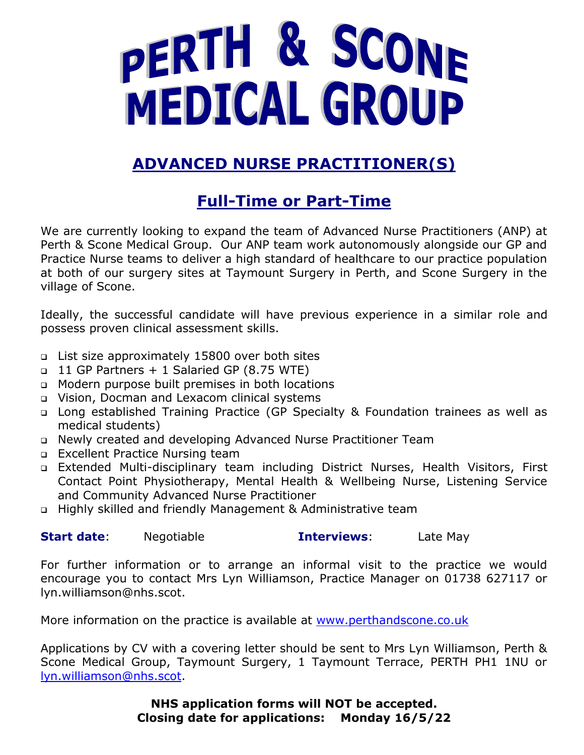# PERTH & SCONE MEDICAL GROUP

## ADVANCED NURSE PRACTITIONER(S)

## Full-Time or Part-Time

We are currently looking to expand the team of Advanced Nurse Practitioners (ANP) at Perth & Scone Medical Group. Our ANP team work autonomously alongside our GP and Practice Nurse teams to deliver a high standard of healthcare to our practice population at both of our surgery sites at Taymount Surgery in Perth, and Scone Surgery in the village of Scone.

Ideally, the successful candidate will have previous experience in a similar role and possess proven clinical assessment skills.

- List size approximately 15800 over both sites
- 11 GP Partners + 1 Salaried GP (8.75 WTE)
- Modern purpose built premises in both locations
- Vision, Docman and Lexacom clinical systems
- Long established Training Practice (GP Specialty & Foundation trainees as well as medical students)
- Newly created and developing Advanced Nurse Practitioner Team
- Excellent Practice Nursing team
- Extended Multi-disciplinary team including District Nurses, Health Visitors, First Contact Point Physiotherapy, Mental Health & Wellbeing Nurse, Listening Service and Community Advanced Nurse Practitioner
- Highly skilled and friendly Management & Administrative team

**Start date**: Negotiable **Interviews**: Late May

For further information or to arrange an informal visit to the practice we would encourage you to contact Mrs Lyn Williamson, Practice Manager on 01738 627117 or lyn.williamson@nhs.scot.

More information on the practice is available at [www.perthandscone.co.uk](www.perthandscone.co.uk)

Applications by CV with a covering letter should be sent to Mrs Lyn Williamson, Perth & Scone Medical Group, Taymount Surgery, 1 Taymount Terrace, PERTH PH1 1NU or [lyn.williamson@nhs.scot](mailto:lyn.williamson@nhs.scot).

**NHS application forms will NOT be accepted.**
**Closing date for applications: Monday 16/5/22**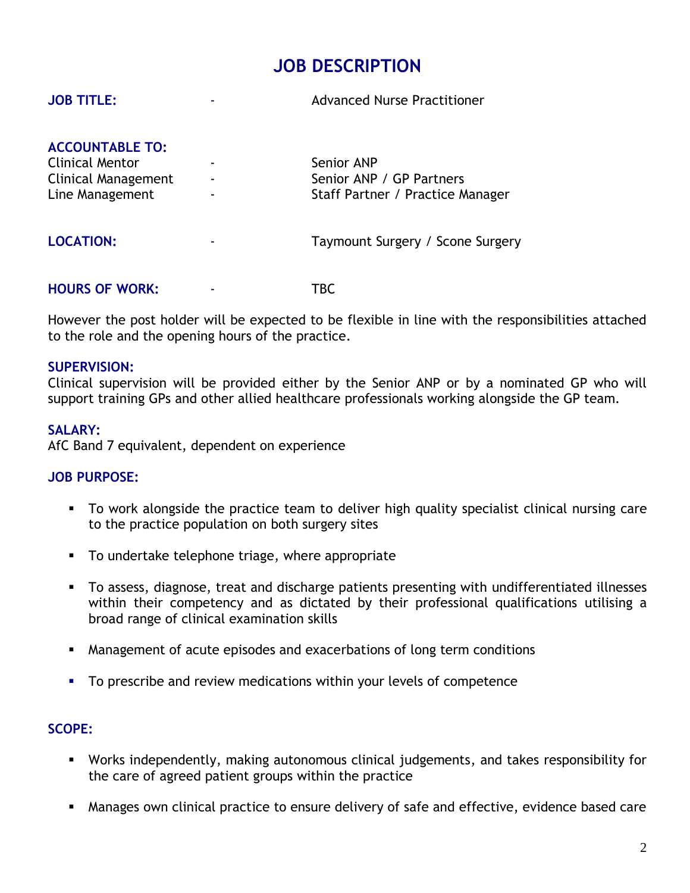# JOB DESCRIPTION

**JOB TITLE:** - Advanced Nurse Practitioner

**ACCOUNTABLE TO:**

| | | |
|---|---|---|
| Clinical Mentor | - | Senior ANP |
| Clinical Management | - | Senior ANP / GP Partners |
| Line Management | - | Staff Partner / Practice Manager |

**LOCATION:** - Taymount Surgery / Scone Surgery

**HOURS OF WORK:** - TBC

However the post holder will be expected to be flexible in line with the responsibilities attached to the role and the opening hours of the practice.

**SUPERVISION:**
Clinical supervision will be provided either by the Senior ANP or by a nominated GP who will support training GPs and other allied healthcare professionals working alongside the GP team.

**SALARY:**
AfC Band 7 equivalent, dependent on experience

**JOB PURPOSE:**

- To work alongside the practice team to deliver high quality specialist clinical nursing care to the practice population on both surgery sites
- To undertake telephone triage, where appropriate
- To assess, diagnose, treat and discharge patients presenting with undifferentiated illnesses within their competency and as dictated by their professional qualifications utilising a broad range of clinical examination skills
- Management of acute episodes and exacerbations of long term conditions
- To prescribe and review medications within your levels of competence

**SCOPE:**

- Works independently, making autonomous clinical judgements, and takes responsibility for the care of agreed patient groups within the practice
- Manages own clinical practice to ensure delivery of safe and effective, evidence based care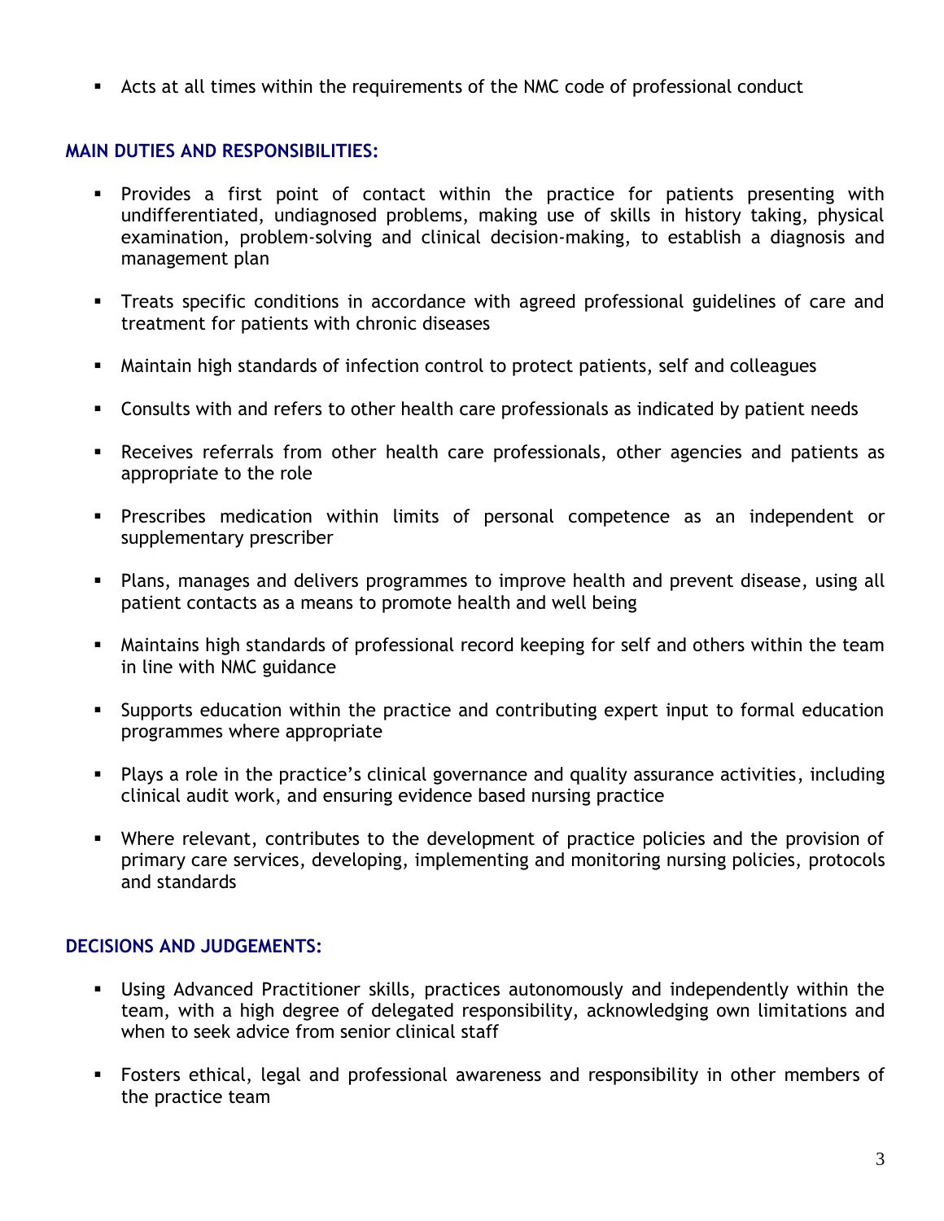- Acts at all times within the requirements of the NMC code of professional conduct

## MAIN DUTIES AND RESPONSIBILITIES:

- Provides a first point of contact within the practice for patients presenting with undifferentiated, undiagnosed problems, making use of skills in history taking, physical examination, problem-solving and clinical decision-making, to establish a diagnosis and management plan

- Treats specific conditions in accordance with agreed professional guidelines of care and treatment for patients with chronic diseases

- Maintain high standards of infection control to protect patients, self and colleagues

- Consults with and refers to other health care professionals as indicated by patient needs

- Receives referrals from other health care professionals, other agencies and patients as appropriate to the role

- Prescribes medication within limits of personal competence as an independent or supplementary prescriber

- Plans, manages and delivers programmes to improve health and prevent disease, using all patient contacts as a means to promote health and well being

- Maintains high standards of professional record keeping for self and others within the team in line with NMC guidance

- Supports education within the practice and contributing expert input to formal education programmes where appropriate

- Plays a role in the practice's clinical governance and quality assurance activities, including clinical audit work, and ensuring evidence based nursing practice

- Where relevant, contributes to the development of practice policies and the provision of primary care services, developing, implementing and monitoring nursing policies, protocols and standards

## DECISIONS AND JUDGEMENTS:

- Using Advanced Practitioner skills, practices autonomously and independently within the team, with a high degree of delegated responsibility, acknowledging own limitations and when to seek advice from senior clinical staff

- Fosters ethical, legal and professional awareness and responsibility in other members of the practice team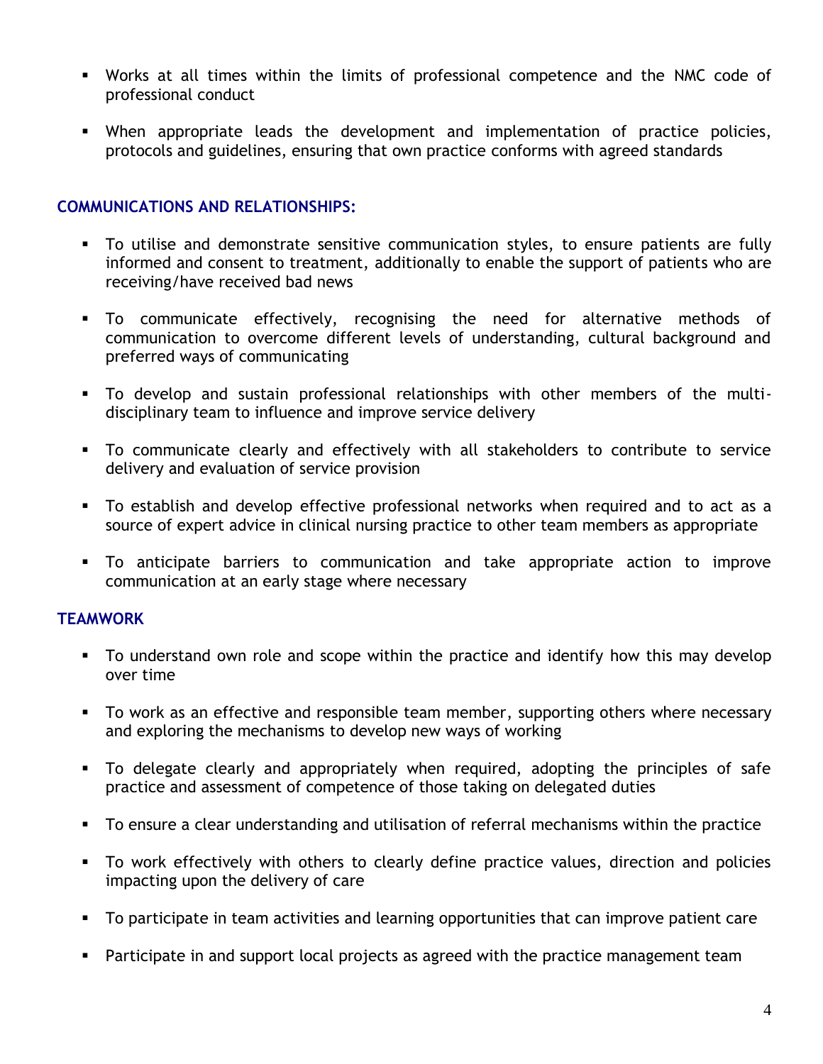- Works at all times within the limits of professional competence and the NMC code of professional conduct

- When appropriate leads the development and implementation of practice policies, protocols and guidelines, ensuring that own practice conforms with agreed standards

## COMMUNICATIONS AND RELATIONSHIPS:

- To utilise and demonstrate sensitive communication styles, to ensure patients are fully informed and consent to treatment, additionally to enable the support of patients who are receiving/have received bad news

- To communicate effectively, recognising the need for alternative methods of communication to overcome different levels of understanding, cultural background and preferred ways of communicating

- To develop and sustain professional relationships with other members of the multi-disciplinary team to influence and improve service delivery

- To communicate clearly and effectively with all stakeholders to contribute to service delivery and evaluation of service provision

- To establish and develop effective professional networks when required and to act as a source of expert advice in clinical nursing practice to other team members as appropriate

- To anticipate barriers to communication and take appropriate action to improve communication at an early stage where necessary

## TEAMWORK

- To understand own role and scope within the practice and identify how this may develop over time

- To work as an effective and responsible team member, supporting others where necessary and exploring the mechanisms to develop new ways of working

- To delegate clearly and appropriately when required, adopting the principles of safe practice and assessment of competence of those taking on delegated duties

- To ensure a clear understanding and utilisation of referral mechanisms within the practice

- To work effectively with others to clearly define practice values, direction and policies impacting upon the delivery of care

- To participate in team activities and learning opportunities that can improve patient care

- Participate in and support local projects as agreed with the practice management team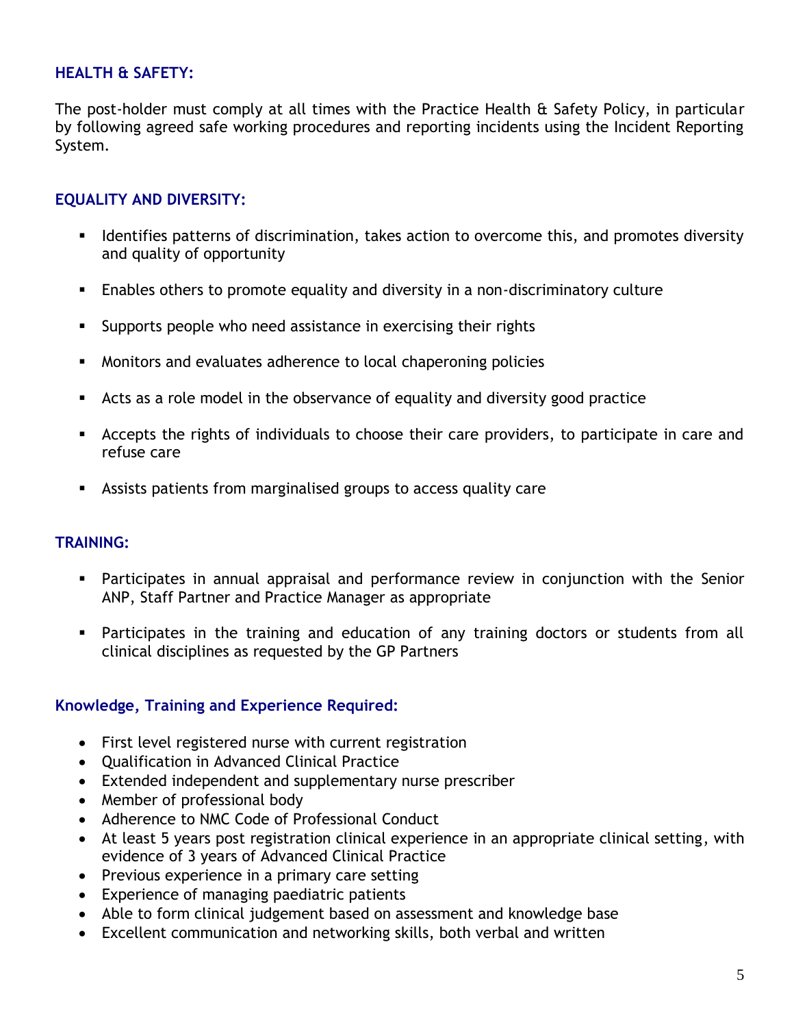## HEALTH & SAFETY:

The post-holder must comply at all times with the Practice Health & Safety Policy, in particular by following agreed safe working procedures and reporting incidents using the Incident Reporting System.

## EQUALITY AND DIVERSITY:

- Identifies patterns of discrimination, takes action to overcome this, and promotes diversity and quality of opportunity
- Enables others to promote equality and diversity in a non-discriminatory culture
- Supports people who need assistance in exercising their rights
- Monitors and evaluates adherence to local chaperoning policies
- Acts as a role model in the observance of equality and diversity good practice
- Accepts the rights of individuals to choose their care providers, to participate in care and refuse care
- Assists patients from marginalised groups to access quality care

## TRAINING:

- Participates in annual appraisal and performance review in conjunction with the Senior ANP, Staff Partner and Practice Manager as appropriate
- Participates in the training and education of any training doctors or students from all clinical disciplines as requested by the GP Partners

## Knowledge, Training and Experience Required:

- First level registered nurse with current registration
- Qualification in Advanced Clinical Practice
- Extended independent and supplementary nurse prescriber
- Member of professional body
- Adherence to NMC Code of Professional Conduct
- At least 5 years post registration clinical experience in an appropriate clinical setting, with evidence of 3 years of Advanced Clinical Practice
- Previous experience in a primary care setting
- Experience of managing paediatric patients
- Able to form clinical judgement based on assessment and knowledge base
- Excellent communication and networking skills, both verbal and written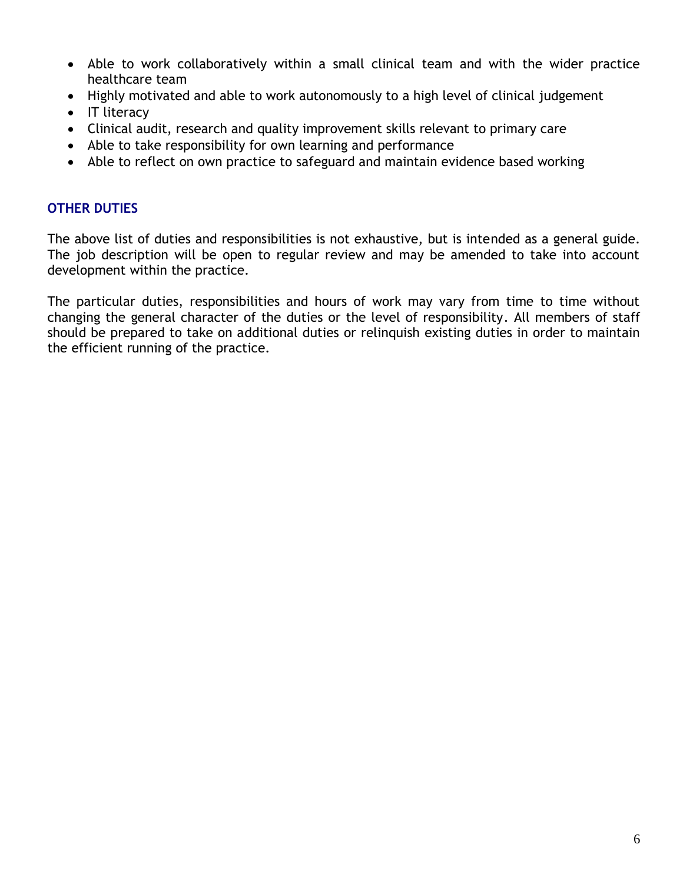- Able to work collaboratively within a small clinical team and with the wider practice healthcare team
- Highly motivated and able to work autonomously to a high level of clinical judgement
- IT literacy
- Clinical audit, research and quality improvement skills relevant to primary care
- Able to take responsibility for own learning and performance
- Able to reflect on own practice to safeguard and maintain evidence based working

## OTHER DUTIES

The above list of duties and responsibilities is not exhaustive, but is intended as a general guide. The job description will be open to regular review and may be amended to take into account development within the practice.

The particular duties, responsibilities and hours of work may vary from time to time without changing the general character of the duties or the level of responsibility. All members of staff should be prepared to take on additional duties or relinquish existing duties in order to maintain the efficient running of the practice.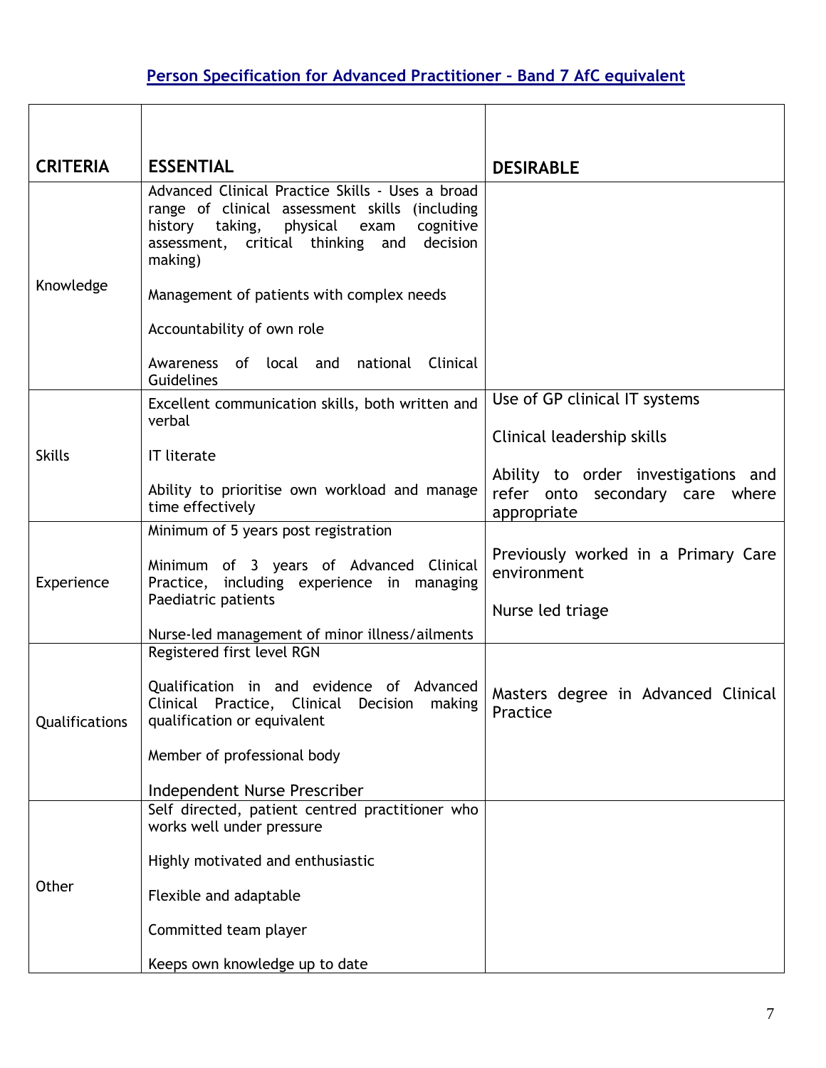## Person Specification for Advanced Practitioner – Band 7 AfC equivalent

| CRITERIA | ESSENTIAL | DESIRABLE |
|---|---|---|
| Knowledge | Advanced Clinical Practice Skills - Uses a broad range of clinical assessment skills (including history taking, physical exam cognitive assessment, critical thinking and decision making)<br><br>Management of patients with complex needs<br><br>Accountability of own role<br><br>Awareness of local and national Clinical Guidelines | |
| Skills | Excellent communication skills, both written and verbal<br><br>IT literate<br><br>Ability to prioritise own workload and manage time effectively | Use of GP clinical IT systems<br><br>Clinical leadership skills<br><br>Ability to order investigations and refer onto secondary care where appropriate |
| Experience | Minimum of 5 years post registration<br><br>Minimum of 3 years of Advanced Clinical Practice, including experience in managing Paediatric patients<br><br>Nurse-led management of minor illness/ailments | Previously worked in a Primary Care environment<br><br>Nurse led triage |
| Qualifications | Registered first level RGN<br><br>Qualification in and evidence of Advanced Clinical Practice, Clinical Decision making qualification or equivalent<br><br>Member of professional body<br><br>Independent Nurse Prescriber | Masters degree in Advanced Clinical Practice |
| Other | Self directed, patient centred practitioner who works well under pressure<br><br>Highly motivated and enthusiastic<br><br>Flexible and adaptable<br><br>Committed team player<br><br>Keeps own knowledge up to date | |